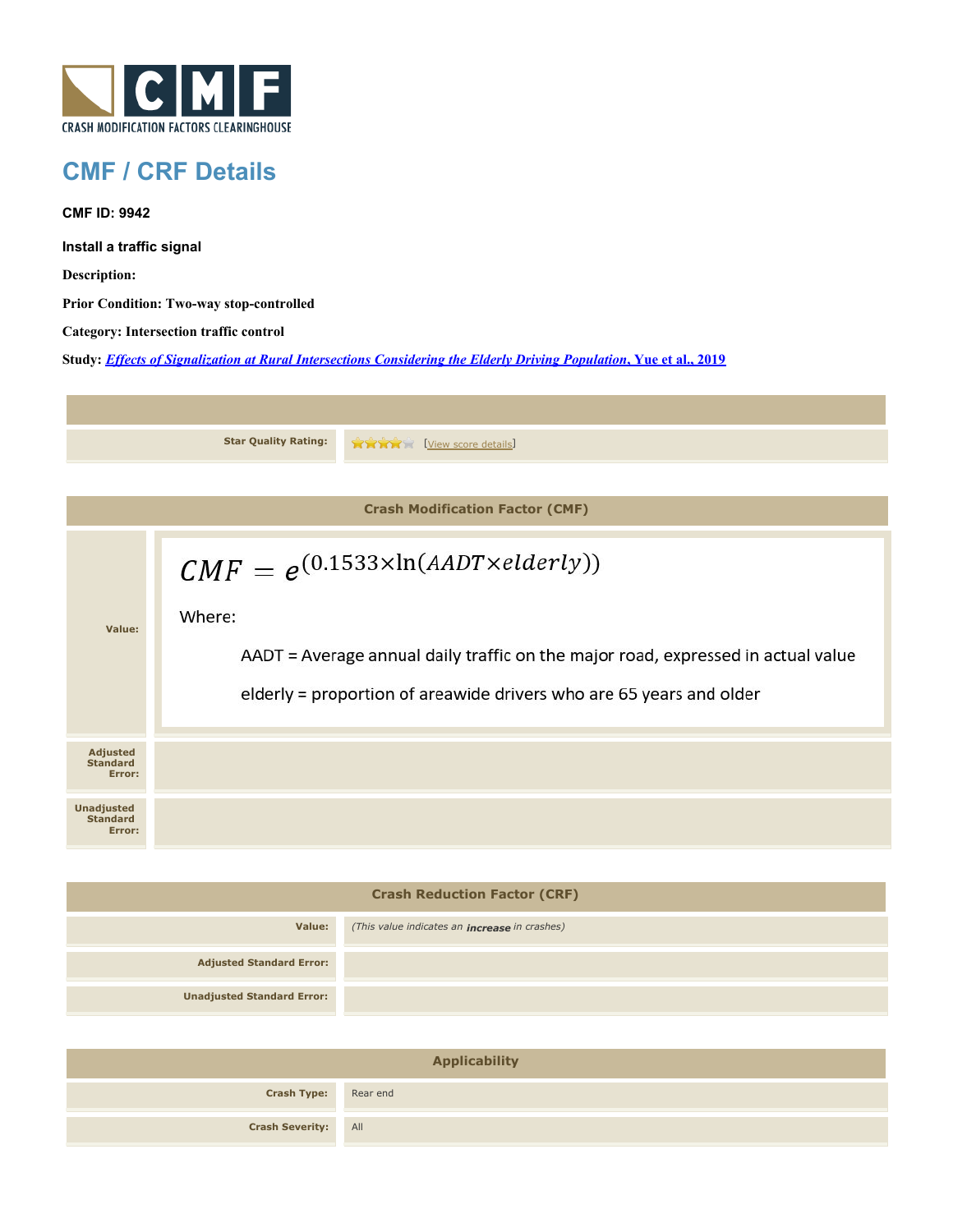CRASH MODIFICATION FACTORS CLEARINGHOUSE

# CMF / CRF Details

**CMF ID: 9942**

**Install a traffic signal**

**Description:**

**Prior Condition: Two-way stop-controlled**

**Category: Intersection traffic control**

**Study:** [*Effects of Signalization at Rural Intersections Considering the Elderly Driving Population*, Yue et al., 2019]

| | |
|---|---|
| **Star Quality Rating:** | ★★★★☆ [View score details] |

## Crash Modification Factor (CMF)

| | |
|---|---|
| **Value:** | $$CMF = e^{(0.1533 \times \ln(AADT \times elderly))}$$ Where: AADT = Average annual daily traffic on the major road, expressed in actual value; elderly = proportion of areawide drivers who are 65 years and older |
| **Adjusted Standard Error:** | |
| **Unadjusted Standard Error:** | |

## Crash Reduction Factor (CRF)

| | |
|---|---|
| **Value:** | *(This value indicates an **increase** in crashes)* |
| **Adjusted Standard Error:** | |
| **Unadjusted Standard Error:** | |

## Applicability

| | |
|---|---|
| **Crash Type:** | Rear end |
| **Crash Severity:** | All |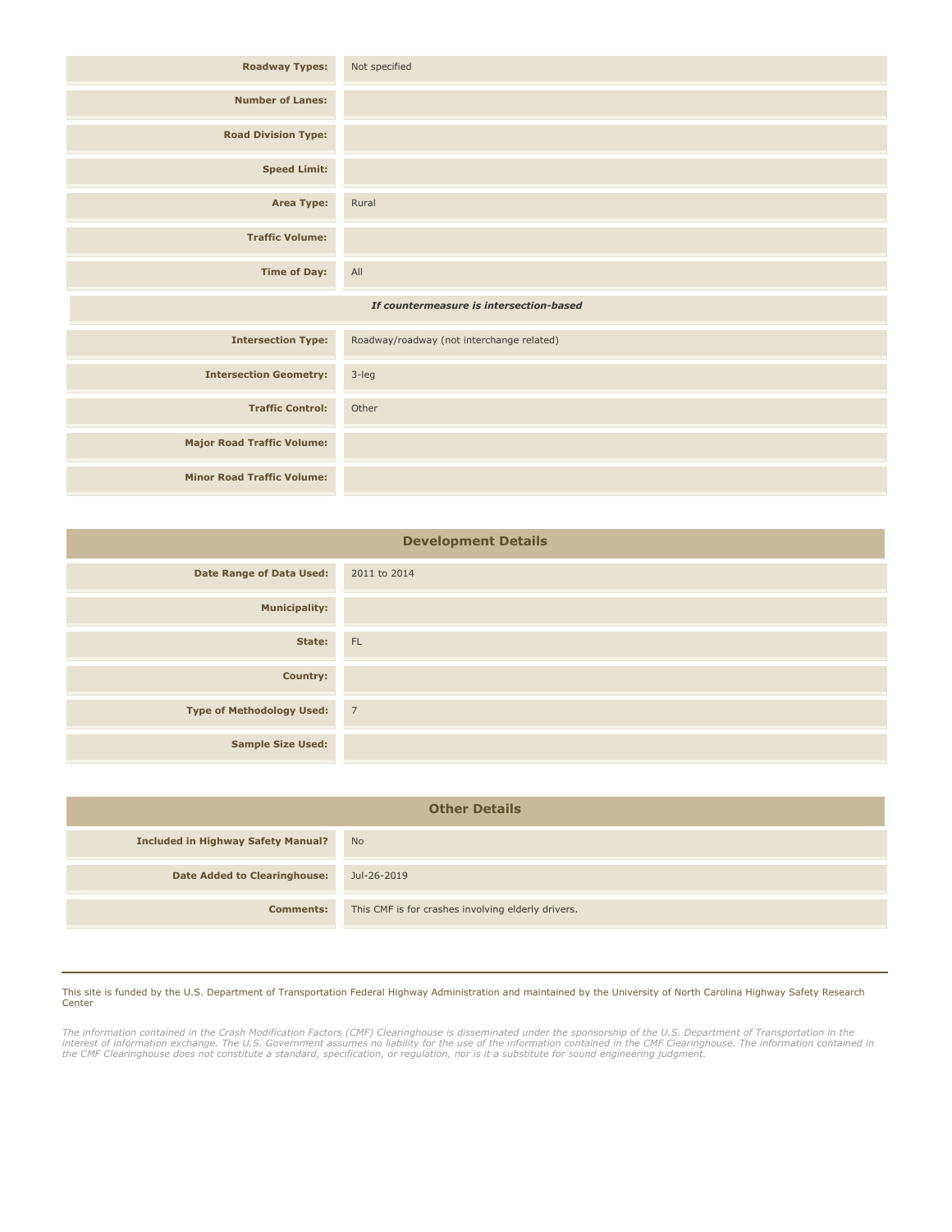| | |
|---|---|
| **Roadway Types:** | Not specified |
| **Number of Lanes:** | |
| **Road Division Type:** | |
| **Speed Limit:** | |
| **Area Type:** | Rural |
| **Traffic Volume:** | |
| **Time of Day:** | All |

*If countermeasure is intersection-based*

| | |
|---|---|
| **Intersection Type:** | Roadway/roadway (not interchange related) |
| **Intersection Geometry:** | 3-leg |
| **Traffic Control:** | Other |
| **Major Road Traffic Volume:** | |
| **Minor Road Traffic Volume:** | |

## Development Details

| | |
|---|---|
| **Date Range of Data Used:** | 2011 to 2014 |
| **Municipality:** | |
| **State:** | FL |
| **Country:** | |
| **Type of Methodology Used:** | 7 |
| **Sample Size Used:** | |

## Other Details

| | |
|---|---|
| **Included in Highway Safety Manual?** | No |
| **Date Added to Clearinghouse:** | Jul-26-2019 |
| **Comments:** | This CMF is for crashes involving elderly drivers. |

This site is funded by the U.S. Department of Transportation Federal Highway Administration and maintained by the University of North Carolina Highway Safety Research Center

*The information contained in the Crash Modification Factors (CMF) Clearinghouse is disseminated under the sponsorship of the U.S. Department of Transportation in the interest of information exchange. The U.S. Government assumes no liability for the use of the information contained in the CMF Clearinghouse. The information contained in the CMF Clearinghouse does not constitute a standard, specification, or regulation, nor is it a substitute for sound engineering judgment.*